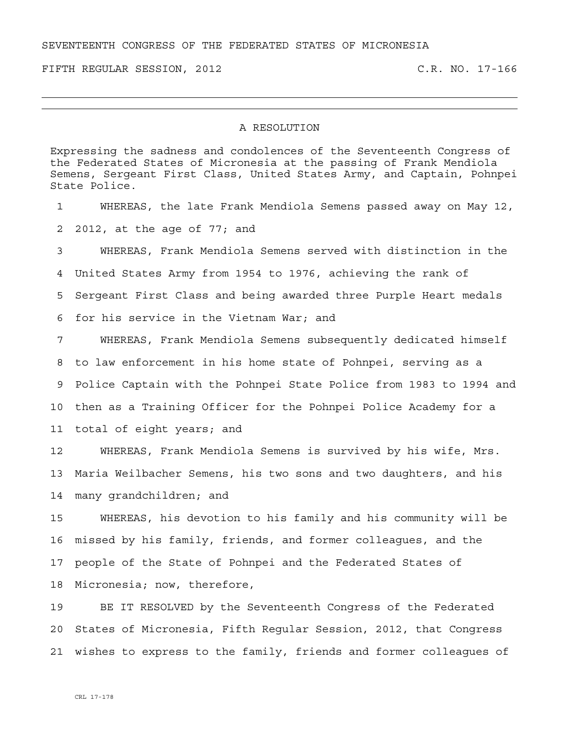SEVENTEENTH CONGRESS OF THE FEDERATED STATES OF MICRONESIA

FIFTH REGULAR SESSION, 2012 C.R. NO. 17-166

---

# A RESOLUTION

Expressing the sadness and condolences of the Seventeenth Congress of the Federated States of Micronesia at the passing of Frank Mendiola Semens, Sergeant First Class, United States Army, and Captain, Pohnpei State Police.

1 WHEREAS, the late Frank Mendiola Semens passed away on May 12,
2 2012, at the age of 77; and

3 WHEREAS, Frank Mendiola Semens served with distinction in the
4 United States Army from 1954 to 1976, achieving the rank of
5 Sergeant First Class and being awarded three Purple Heart medals
6 for his service in the Vietnam War; and

7 WHEREAS, Frank Mendiola Semens subsequently dedicated himself
8 to law enforcement in his home state of Pohnpei, serving as a
9 Police Captain with the Pohnpei State Police from 1983 to 1994 and
10 then as a Training Officer for the Pohnpei Police Academy for a
11 total of eight years; and

12 WHEREAS, Frank Mendiola Semens is survived by his wife, Mrs.
13 Maria Weilbacher Semens, his two sons and two daughters, and his
14 many grandchildren; and

15 WHEREAS, his devotion to his family and his community will be
16 missed by his family, friends, and former colleagues, and the
17 people of the State of Pohnpei and the Federated States of
18 Micronesia; now, therefore,

19 BE IT RESOLVED by the Seventeenth Congress of the Federated
20 States of Micronesia, Fifth Regular Session, 2012, that Congress
21 wishes to express to the family, friends and former colleagues of

CRL 17-178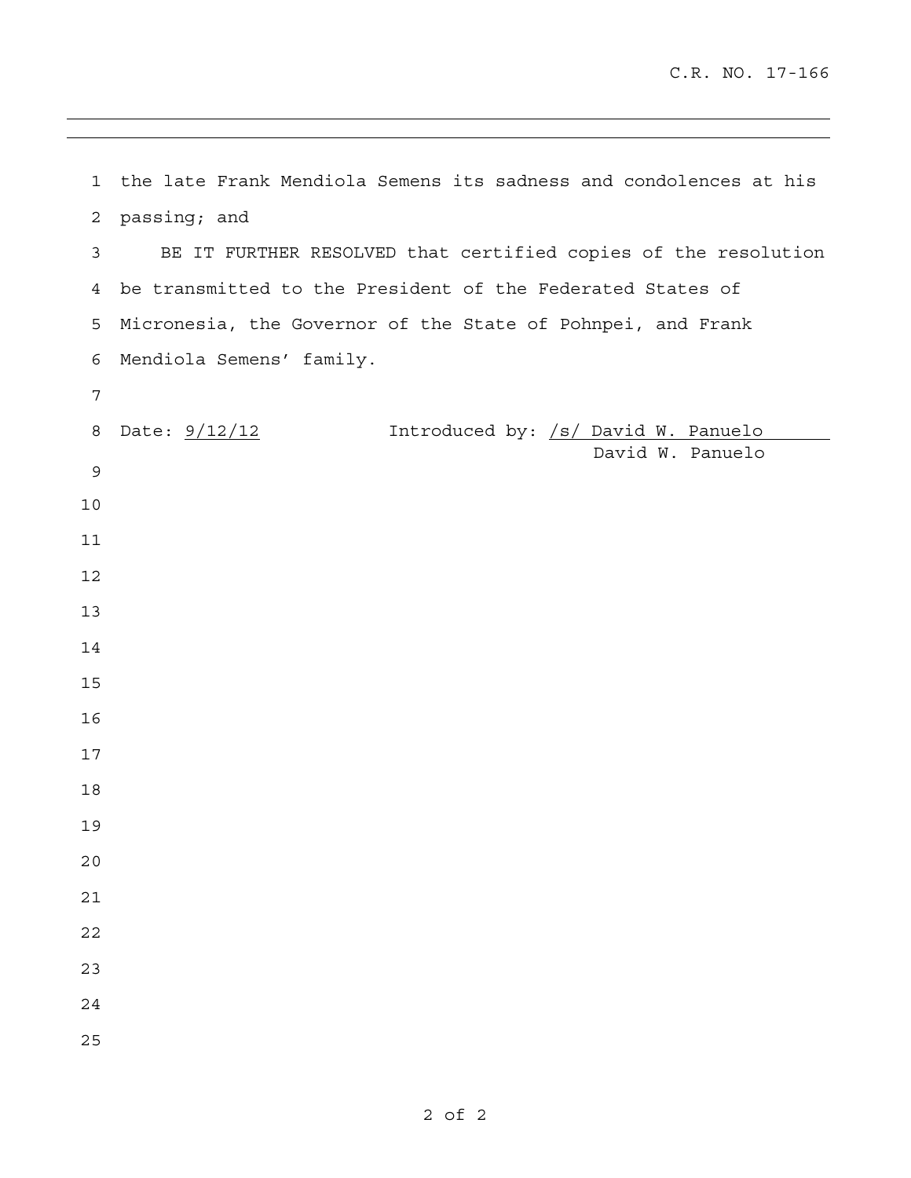the late Frank Mendiola Semens its sadness and condolences at his passing; and

BE IT FURTHER RESOLVED that certified copies of the resolution be transmitted to the President of the Federated States of Micronesia, the Governor of the State of Pohnpei, and Frank Mendiola Semens' family.

Date: 9/12/12

Introduced by: /s/ David W. Panuelo
David W. Panuelo